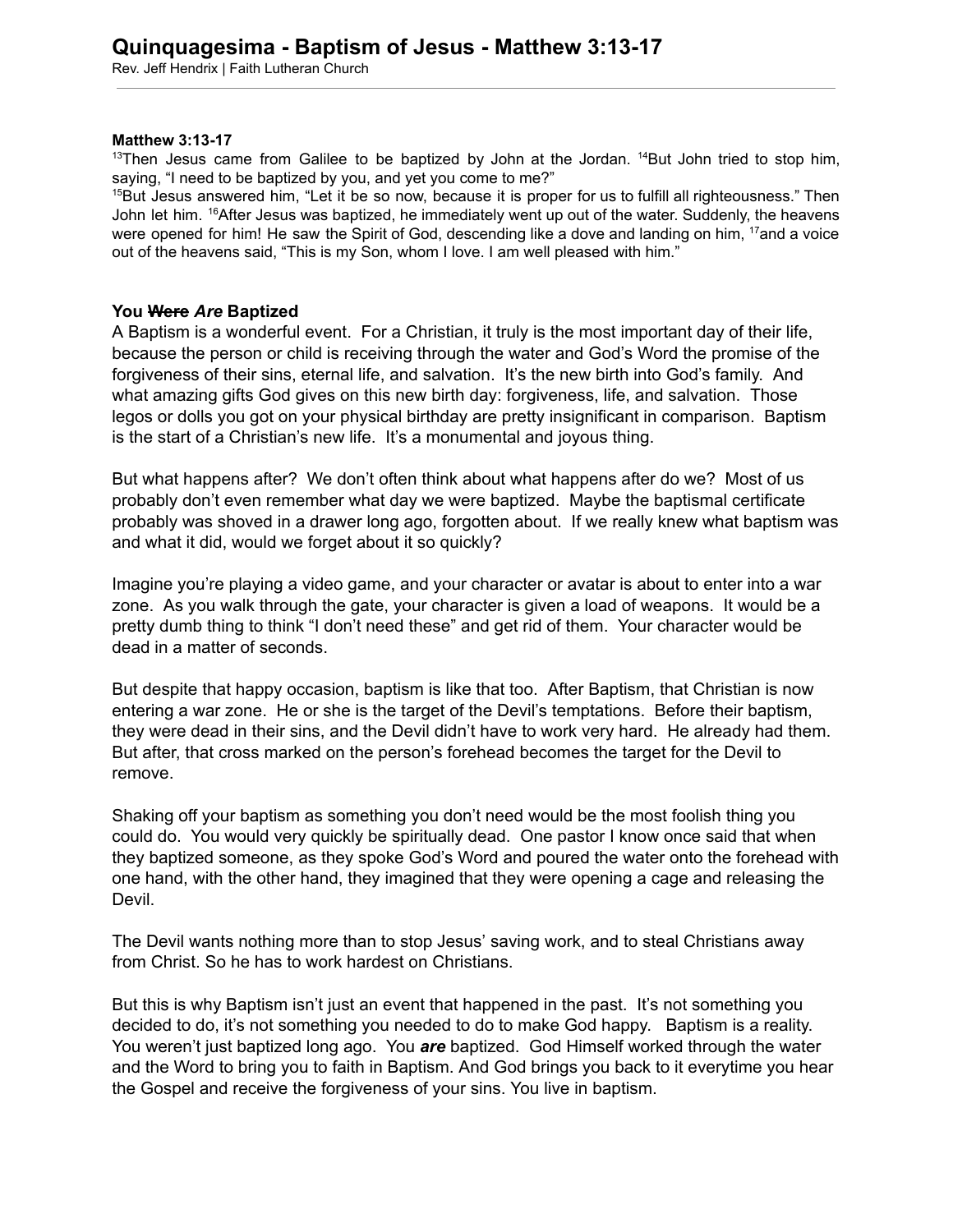# Quinquagesima - Baptism of Jesus - Matthew 3:13-17

Rev. Jeff Hendrix | Faith Lutheran Church

---

**Matthew 3:13-17**

[13]Then Jesus came from Galilee to be baptized by John at the Jordan. [14]But John tried to stop him, saying, "I need to be baptized by you, and yet you come to me?"
[15]But Jesus answered him, "Let it be so now, because it is proper for us to fulfill all righteousness." Then John let him. [16]After Jesus was baptized, he immediately went up out of the water. Suddenly, the heavens were opened for him! He saw the Spirit of God, descending like a dove and landing on him, [17]and a voice out of the heavens said, "This is my Son, whom I love. I am well pleased with him."

**You ~~Were~~ *Are* Baptized**

A Baptism is a wonderful event. For a Christian, it truly is the most important day of their life, because the person or child is receiving through the water and God's Word the promise of the forgiveness of their sins, eternal life, and salvation. It's the new birth into God's family. And what amazing gifts God gives on this new birth day: forgiveness, life, and salvation. Those legos or dolls you got on your physical birthday are pretty insignificant in comparison. Baptism is the start of a Christian's new life. It's a monumental and joyous thing.

But what happens after? We don't often think about what happens after do we? Most of us probably don't even remember what day we were baptized. Maybe the baptismal certificate probably was shoved in a drawer long ago, forgotten about. If we really knew what baptism was and what it did, would we forget about it so quickly?

Imagine you're playing a video game, and your character or avatar is about to enter into a war zone. As you walk through the gate, your character is given a load of weapons. It would be a pretty dumb thing to think "I don't need these" and get rid of them. Your character would be dead in a matter of seconds.

But despite that happy occasion, baptism is like that too. After Baptism, that Christian is now entering a war zone. He or she is the target of the Devil's temptations. Before their baptism, they were dead in their sins, and the Devil didn't have to work very hard. He already had them. But after, that cross marked on the person's forehead becomes the target for the Devil to remove.

Shaking off your baptism as something you don't need would be the most foolish thing you could do. You would very quickly be spiritually dead. One pastor I know once said that when they baptized someone, as they spoke God's Word and poured the water onto the forehead with one hand, with the other hand, they imagined that they were opening a cage and releasing the Devil.

The Devil wants nothing more than to stop Jesus' saving work, and to steal Christians away from Christ. So he has to work hardest on Christians.

But this is why Baptism isn't just an event that happened in the past. It's not something you decided to do, it's not something you needed to do to make God happy. Baptism is a reality. You weren't just baptized long ago. You ***are*** baptized. God Himself worked through the water and the Word to bring you to faith in Baptism. And God brings you back to it everytime you hear the Gospel and receive the forgiveness of your sins. You live in baptism.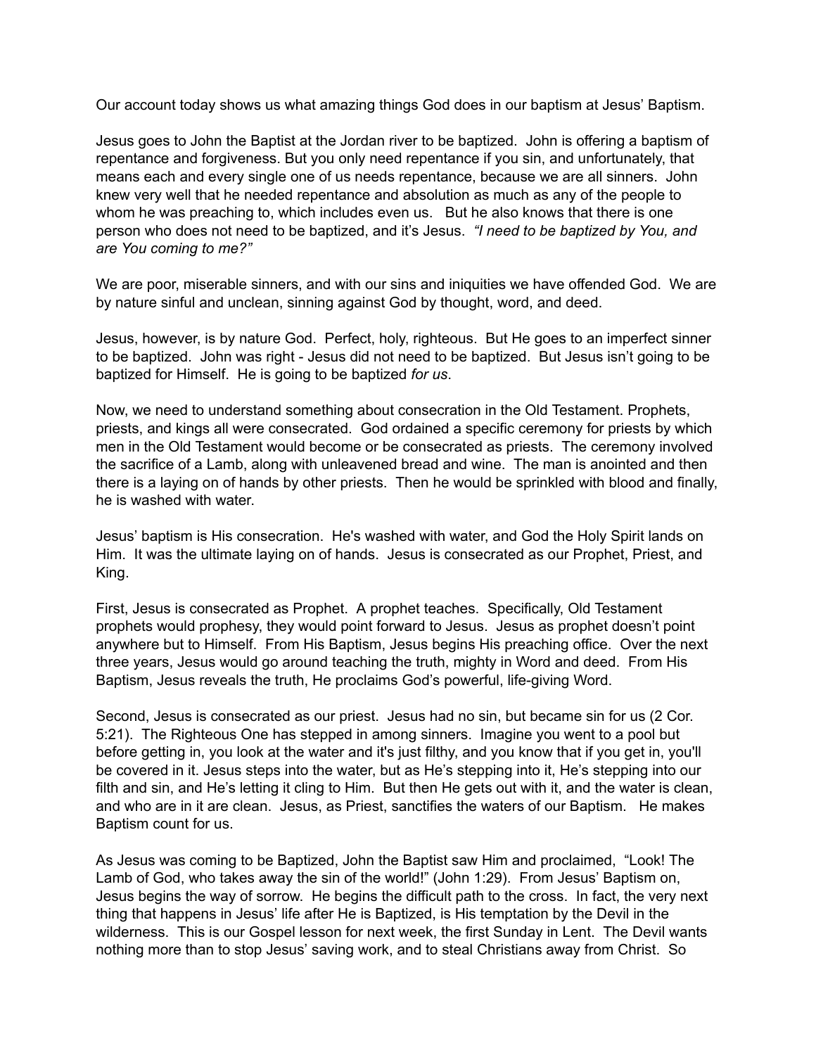Our account today shows us what amazing things God does in our baptism at Jesus' Baptism.

Jesus goes to John the Baptist at the Jordan river to be baptized. John is offering a baptism of repentance and forgiveness. But you only need repentance if you sin, and unfortunately, that means each and every single one of us needs repentance, because we are all sinners. John knew very well that he needed repentance and absolution as much as any of the people to whom he was preaching to, which includes even us. But he also knows that there is one person who does not need to be baptized, and it's Jesus. *"I need to be baptized by You, and are You coming to me?"*

We are poor, miserable sinners, and with our sins and iniquities we have offended God. We are by nature sinful and unclean, sinning against God by thought, word, and deed.

Jesus, however, is by nature God. Perfect, holy, righteous. But He goes to an imperfect sinner to be baptized. John was right - Jesus did not need to be baptized. But Jesus isn't going to be baptized for Himself. He is going to be baptized *for us*.

Now, we need to understand something about consecration in the Old Testament. Prophets, priests, and kings all were consecrated. God ordained a specific ceremony for priests by which men in the Old Testament would become or be consecrated as priests. The ceremony involved the sacrifice of a Lamb, along with unleavened bread and wine. The man is anointed and then there is a laying on of hands by other priests. Then he would be sprinkled with blood and finally, he is washed with water.

Jesus' baptism is His consecration. He's washed with water, and God the Holy Spirit lands on Him. It was the ultimate laying on of hands. Jesus is consecrated as our Prophet, Priest, and King.

First, Jesus is consecrated as Prophet. A prophet teaches. Specifically, Old Testament prophets would prophesy, they would point forward to Jesus. Jesus as prophet doesn't point anywhere but to Himself. From His Baptism, Jesus begins His preaching office. Over the next three years, Jesus would go around teaching the truth, mighty in Word and deed. From His Baptism, Jesus reveals the truth, He proclaims God's powerful, life-giving Word.

Second, Jesus is consecrated as our priest. Jesus had no sin, but became sin for us (2 Cor. 5:21). The Righteous One has stepped in among sinners. Imagine you went to a pool but before getting in, you look at the water and it's just filthy, and you know that if you get in, you'll be covered in it. Jesus steps into the water, but as He's stepping into it, He's stepping into our filth and sin, and He's letting it cling to Him. But then He gets out with it, and the water is clean, and who are in it are clean. Jesus, as Priest, sanctifies the waters of our Baptism. He makes Baptism count for us.

As Jesus was coming to be Baptized, John the Baptist saw Him and proclaimed, "Look! The Lamb of God, who takes away the sin of the world!" (John 1:29). From Jesus' Baptism on, Jesus begins the way of sorrow. He begins the difficult path to the cross. In fact, the very next thing that happens in Jesus' life after He is Baptized, is His temptation by the Devil in the wilderness. This is our Gospel lesson for next week, the first Sunday in Lent. The Devil wants nothing more than to stop Jesus' saving work, and to steal Christians away from Christ. So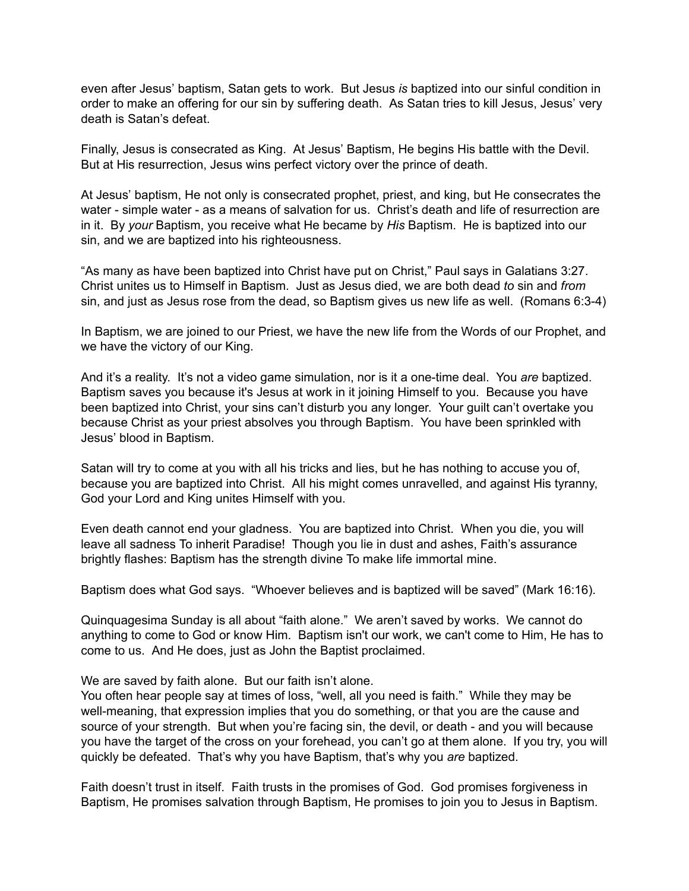even after Jesus' baptism, Satan gets to work. But Jesus *is* baptized into our sinful condition in order to make an offering for our sin by suffering death. As Satan tries to kill Jesus, Jesus' very death is Satan's defeat.

Finally, Jesus is consecrated as King. At Jesus' Baptism, He begins His battle with the Devil. But at His resurrection, Jesus wins perfect victory over the prince of death.

At Jesus' baptism, He not only is consecrated prophet, priest, and king, but He consecrates the water - simple water - as a means of salvation for us. Christ's death and life of resurrection are in it. By *your* Baptism, you receive what He became by *His* Baptism. He is baptized into our sin, and we are baptized into his righteousness.

"As many as have been baptized into Christ have put on Christ," Paul says in Galatians 3:27. Christ unites us to Himself in Baptism. Just as Jesus died, we are both dead *to* sin and *from* sin, and just as Jesus rose from the dead, so Baptism gives us new life as well. (Romans 6:3-4)

In Baptism, we are joined to our Priest, we have the new life from the Words of our Prophet, and we have the victory of our King.

And it's a reality. It's not a video game simulation, nor is it a one-time deal. You *are* baptized. Baptism saves you because it's Jesus at work in it joining Himself to you. Because you have been baptized into Christ, your sins can't disturb you any longer. Your guilt can't overtake you because Christ as your priest absolves you through Baptism. You have been sprinkled with Jesus' blood in Baptism.

Satan will try to come at you with all his tricks and lies, but he has nothing to accuse you of, because you are baptized into Christ. All his might comes unravelled, and against His tyranny, God your Lord and King unites Himself with you.

Even death cannot end your gladness. You are baptized into Christ. When you die, you will leave all sadness To inherit Paradise! Though you lie in dust and ashes, Faith's assurance brightly flashes: Baptism has the strength divine To make life immortal mine.

Baptism does what God says. "Whoever believes and is baptized will be saved" (Mark 16:16).

Quinquagesima Sunday is all about "faith alone." We aren't saved by works. We cannot do anything to come to God or know Him. Baptism isn't our work, we can't come to Him, He has to come to us. And He does, just as John the Baptist proclaimed.

We are saved by faith alone. But our faith isn't alone.
You often hear people say at times of loss, "well, all you need is faith." While they may be well-meaning, that expression implies that you do something, or that you are the cause and source of your strength. But when you're facing sin, the devil, or death - and you will because you have the target of the cross on your forehead, you can't go at them alone. If you try, you will quickly be defeated. That's why you have Baptism, that's why you *are* baptized.

Faith doesn't trust in itself. Faith trusts in the promises of God. God promises forgiveness in Baptism, He promises salvation through Baptism, He promises to join you to Jesus in Baptism.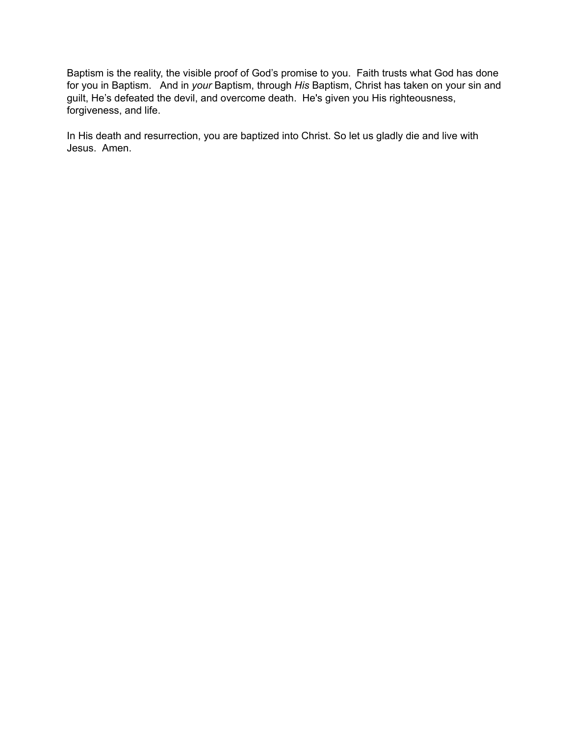Baptism is the reality, the visible proof of God's promise to you. Faith trusts what God has done for you in Baptism. And in *your* Baptism, through *His* Baptism, Christ has taken on your sin and guilt, He's defeated the devil, and overcome death. He's given you His righteousness, forgiveness, and life.

In His death and resurrection, you are baptized into Christ. So let us gladly die and live with Jesus. Amen.